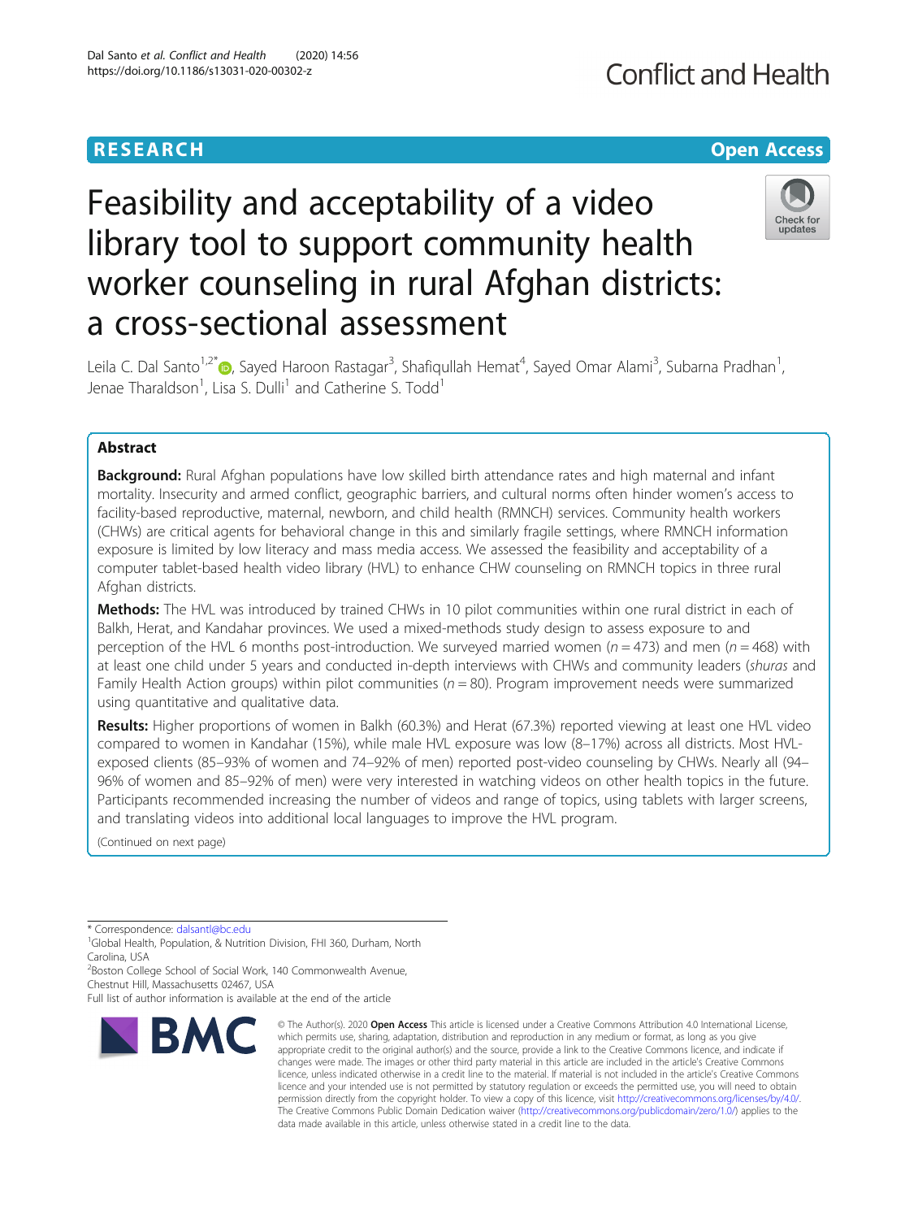RESEARCH

Open Access

# Feasibility and acceptability of a video library tool to support community health worker counseling in rural Afghan districts: a cross-sectional assessment

Leila C. Dal Santo[1,2*], Sayed Haroon Rastagar[3], Shafiqullah Hemat[4], Sayed Omar Alami[3], Subarna Pradhan[1], Jenae Tharaldson[1], Lisa S. Dulli[1] and Catherine S. Todd[1]

## Abstract

**Background:** Rural Afghan populations have low skilled birth attendance rates and high maternal and infant mortality. Insecurity and armed conflict, geographic barriers, and cultural norms often hinder women's access to facility-based reproductive, maternal, newborn, and child health (RMNCH) services. Community health workers (CHWs) are critical agents for behavioral change in this and similarly fragile settings, where RMNCH information exposure is limited by low literacy and mass media access. We assessed the feasibility and acceptability of a computer tablet-based health video library (HVL) to enhance CHW counseling on RMNCH topics in three rural Afghan districts.

**Methods:** The HVL was introduced by trained CHWs in 10 pilot communities within one rural district in each of Balkh, Herat, and Kandahar provinces. We used a mixed-methods study design to assess exposure to and perception of the HVL 6 months post-introduction. We surveyed married women ($n = 473$) and men ($n = 468$) with at least one child under 5 years and conducted in-depth interviews with CHWs and community leaders (*shuras* and Family Health Action groups) within pilot communities ($n = 80$). Program improvement needs were summarized using quantitative and qualitative data.

**Results:** Higher proportions of women in Balkh (60.3%) and Herat (67.3%) reported viewing at least one HVL video compared to women in Kandahar (15%), while male HVL exposure was low (8–17%) across all districts. Most HVL-exposed clients (85–93% of women and 74–92% of men) reported post-video counseling by CHWs. Nearly all (94–96% of women and 85–92% of men) were very interested in watching videos on other health topics in the future. Participants recommended increasing the number of videos and range of topics, using tablets with larger screens, and translating videos into additional local languages to improve the HVL program.

(Continued on next page)

\* Correspondence: dalsantl@bc.edu

[1]Global Health, Population, & Nutrition Division, FHI 360, Durham, North Carolina, USA

[2]Boston College School of Social Work, 140 Commonwealth Avenue, Chestnut Hill, Massachusetts 02467, USA

Full list of author information is available at the end of the article

© The Author(s). 2020 **Open Access** This article is licensed under a Creative Commons Attribution 4.0 International License, which permits use, sharing, adaptation, distribution and reproduction in any medium or format, as long as you give appropriate credit to the original author(s) and the source, provide a link to the Creative Commons licence, and indicate if changes were made. The images or other third party material in this article are included in the article's Creative Commons licence, unless indicated otherwise in a credit line to the material. If material is not included in the article's Creative Commons licence and your intended use is not permitted by statutory regulation or exceeds the permitted use, you will need to obtain permission directly from the copyright holder. To view a copy of this licence, visit http://creativecommons.org/licenses/by/4.0/. The Creative Commons Public Domain Dedication waiver (http://creativecommons.org/publicdomain/zero/1.0/) applies to the data made available in this article, unless otherwise stated in a credit line to the data.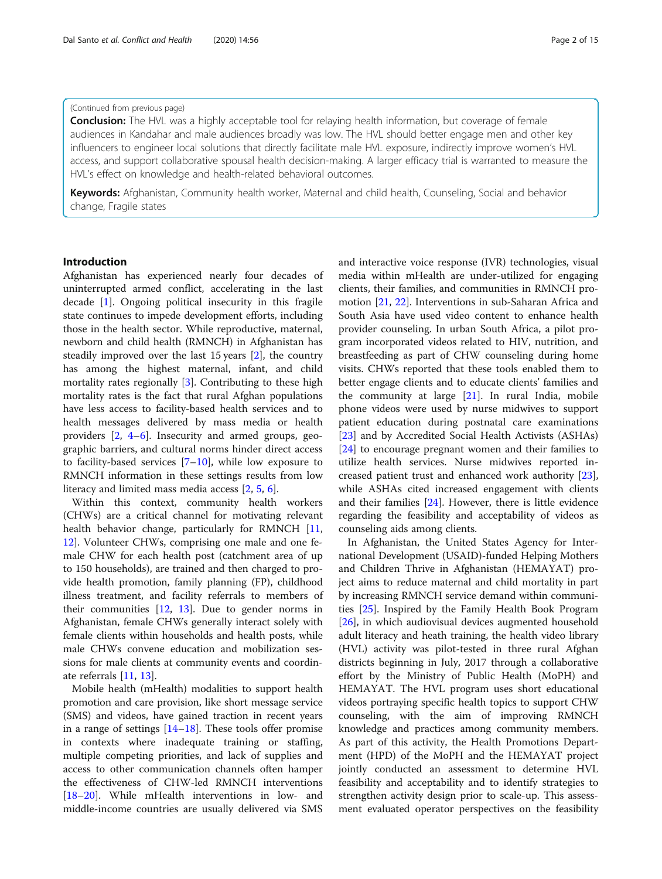(Continued from previous page)

**Conclusion:** The HVL was a highly acceptable tool for relaying health information, but coverage of female audiences in Kandahar and male audiences broadly was low. The HVL should better engage men and other key influencers to engineer local solutions that directly facilitate male HVL exposure, indirectly improve women's HVL access, and support collaborative spousal health decision-making. A larger efficacy trial is warranted to measure the HVL's effect on knowledge and health-related behavioral outcomes.

**Keywords:** Afghanistan, Community health worker, Maternal and child health, Counseling, Social and behavior change, Fragile states

## Introduction

Afghanistan has experienced nearly four decades of uninterrupted armed conflict, accelerating in the last decade [1]. Ongoing political insecurity in this fragile state continues to impede development efforts, including those in the health sector. While reproductive, maternal, newborn and child health (RMNCH) in Afghanistan has steadily improved over the last 15 years [2], the country has among the highest maternal, infant, and child mortality rates regionally [3]. Contributing to these high mortality rates is the fact that rural Afghan populations have less access to facility-based health services and to health messages delivered by mass media or health providers [2, 4–6]. Insecurity and armed groups, geographic barriers, and cultural norms hinder direct access to facility-based services [7–10], while low exposure to RMNCH information in these settings results from low literacy and limited mass media access [2, 5, 6].

Within this context, community health workers (CHWs) are a critical channel for motivating relevant health behavior change, particularly for RMNCH [11, 12]. Volunteer CHWs, comprising one male and one female CHW for each health post (catchment area of up to 150 households), are trained and then charged to provide health promotion, family planning (FP), childhood illness treatment, and facility referrals to members of their communities [12, 13]. Due to gender norms in Afghanistan, female CHWs generally interact solely with female clients within households and health posts, while male CHWs convene education and mobilization sessions for male clients at community events and coordinate referrals [11, 13].

Mobile health (mHealth) modalities to support health promotion and care provision, like short message service (SMS) and videos, have gained traction in recent years in a range of settings [14–18]. These tools offer promise in contexts where inadequate training or staffing, multiple competing priorities, and lack of supplies and access to other communication channels often hamper the effectiveness of CHW-led RMNCH interventions [18–20]. While mHealth interventions in low- and middle-income countries are usually delivered via SMS and interactive voice response (IVR) technologies, visual media within mHealth are under-utilized for engaging clients, their families, and communities in RMNCH promotion [21, 22]. Interventions in sub-Saharan Africa and South Asia have used video content to enhance health provider counseling. In urban South Africa, a pilot program incorporated videos related to HIV, nutrition, and breastfeeding as part of CHW counseling during home visits. CHWs reported that these tools enabled them to better engage clients and to educate clients' families and the community at large [21]. In rural India, mobile phone videos were used by nurse midwives to support patient education during postnatal care examinations [23] and by Accredited Social Health Activists (ASHAs) [24] to encourage pregnant women and their families to utilize health services. Nurse midwives reported increased patient trust and enhanced work authority [23], while ASHAs cited increased engagement with clients and their families [24]. However, there is little evidence regarding the feasibility and acceptability of videos as counseling aids among clients.

In Afghanistan, the United States Agency for International Development (USAID)-funded Helping Mothers and Children Thrive in Afghanistan (HEMAYAT) project aims to reduce maternal and child mortality in part by increasing RMNCH service demand within communities [25]. Inspired by the Family Health Book Program [26], in which audiovisual devices augmented household adult literacy and heath training, the health video library (HVL) activity was pilot-tested in three rural Afghan districts beginning in July, 2017 through a collaborative effort by the Ministry of Public Health (MoPH) and HEMAYAT. The HVL program uses short educational videos portraying specific health topics to support CHW counseling, with the aim of improving RMNCH knowledge and practices among community members. As part of this activity, the Health Promotions Department (HPD) of the MoPH and the HEMAYAT project jointly conducted an assessment to determine HVL feasibility and acceptability and to identify strategies to strengthen activity design prior to scale-up. This assessment evaluated operator perspectives on the feasibility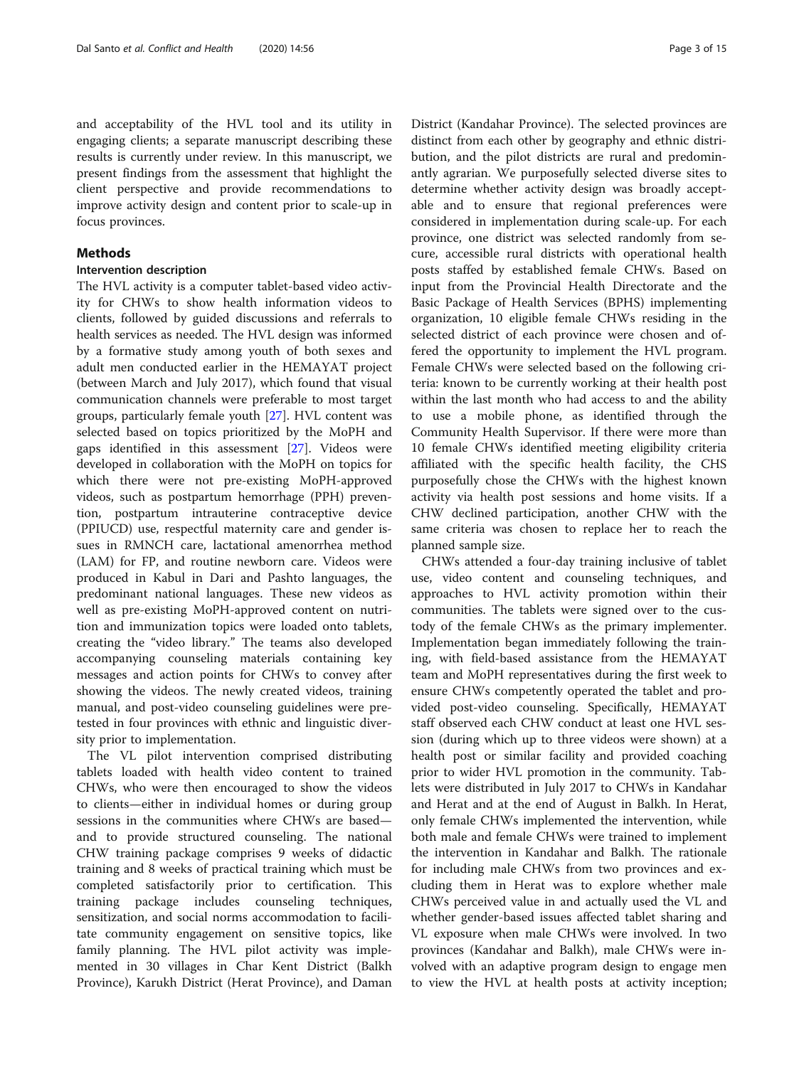and acceptability of the HVL tool and its utility in engaging clients; a separate manuscript describing these results is currently under review. In this manuscript, we present findings from the assessment that highlight the client perspective and provide recommendations to improve activity design and content prior to scale-up in focus provinces.

## Methods

### Intervention description

The HVL activity is a computer tablet-based video activity for CHWs to show health information videos to clients, followed by guided discussions and referrals to health services as needed. The HVL design was informed by a formative study among youth of both sexes and adult men conducted earlier in the HEMAYAT project (between March and July 2017), which found that visual communication channels were preferable to most target groups, particularly female youth [27]. HVL content was selected based on topics prioritized by the MoPH and gaps identified in this assessment [27]. Videos were developed in collaboration with the MoPH on topics for which there were not pre-existing MoPH-approved videos, such as postpartum hemorrhage (PPH) prevention, postpartum intrauterine contraceptive device (PPIUCD) use, respectful maternity care and gender issues in RMNCH care, lactational amenorrhea method (LAM) for FP, and routine newborn care. Videos were produced in Kabul in Dari and Pashto languages, the predominant national languages. These new videos as well as pre-existing MoPH-approved content on nutrition and immunization topics were loaded onto tablets, creating the "video library." The teams also developed accompanying counseling materials containing key messages and action points for CHWs to convey after showing the videos. The newly created videos, training manual, and post-video counseling guidelines were pretested in four provinces with ethnic and linguistic diversity prior to implementation.

The VL pilot intervention comprised distributing tablets loaded with health video content to trained CHWs, who were then encouraged to show the videos to clients—either in individual homes or during group sessions in the communities where CHWs are based—and to provide structured counseling. The national CHW training package comprises 9 weeks of didactic training and 8 weeks of practical training which must be completed satisfactorily prior to certification. This training package includes counseling techniques, sensitization, and social norms accommodation to facilitate community engagement on sensitive topics, like family planning. The HVL pilot activity was implemented in 30 villages in Char Kent District (Balkh Province), Karukh District (Herat Province), and Daman District (Kandahar Province). The selected provinces are distinct from each other by geography and ethnic distribution, and the pilot districts are rural and predominantly agrarian. We purposefully selected diverse sites to determine whether activity design was broadly acceptable and to ensure that regional preferences were considered in implementation during scale-up. For each province, one district was selected randomly from secure, accessible rural districts with operational health posts staffed by established female CHWs. Based on input from the Provincial Health Directorate and the Basic Package of Health Services (BPHS) implementing organization, 10 eligible female CHWs residing in the selected district of each province were chosen and offered the opportunity to implement the HVL program. Female CHWs were selected based on the following criteria: known to be currently working at their health post within the last month who had access to and the ability to use a mobile phone, as identified through the Community Health Supervisor. If there were more than 10 female CHWs identified meeting eligibility criteria affiliated with the specific health facility, the CHS purposefully chose the CHWs with the highest known activity via health post sessions and home visits. If a CHW declined participation, another CHW with the same criteria was chosen to replace her to reach the planned sample size.

CHWs attended a four-day training inclusive of tablet use, video content and counseling techniques, and approaches to HVL activity promotion within their communities. The tablets were signed over to the custody of the female CHWs as the primary implementer. Implementation began immediately following the training, with field-based assistance from the HEMAYAT team and MoPH representatives during the first week to ensure CHWs competently operated the tablet and provided post-video counseling. Specifically, HEMAYAT staff observed each CHW conduct at least one HVL session (during which up to three videos were shown) at a health post or similar facility and provided coaching prior to wider HVL promotion in the community. Tablets were distributed in July 2017 to CHWs in Kandahar and Herat and at the end of August in Balkh. In Herat, only female CHWs implemented the intervention, while both male and female CHWs were trained to implement the intervention in Kandahar and Balkh. The rationale for including male CHWs from two provinces and excluding them in Herat was to explore whether male CHWs perceived value in and actually used the VL and whether gender-based issues affected tablet sharing and VL exposure when male CHWs were involved. In two provinces (Kandahar and Balkh), male CHWs were involved with an adaptive program design to engage men to view the HVL at health posts at activity inception;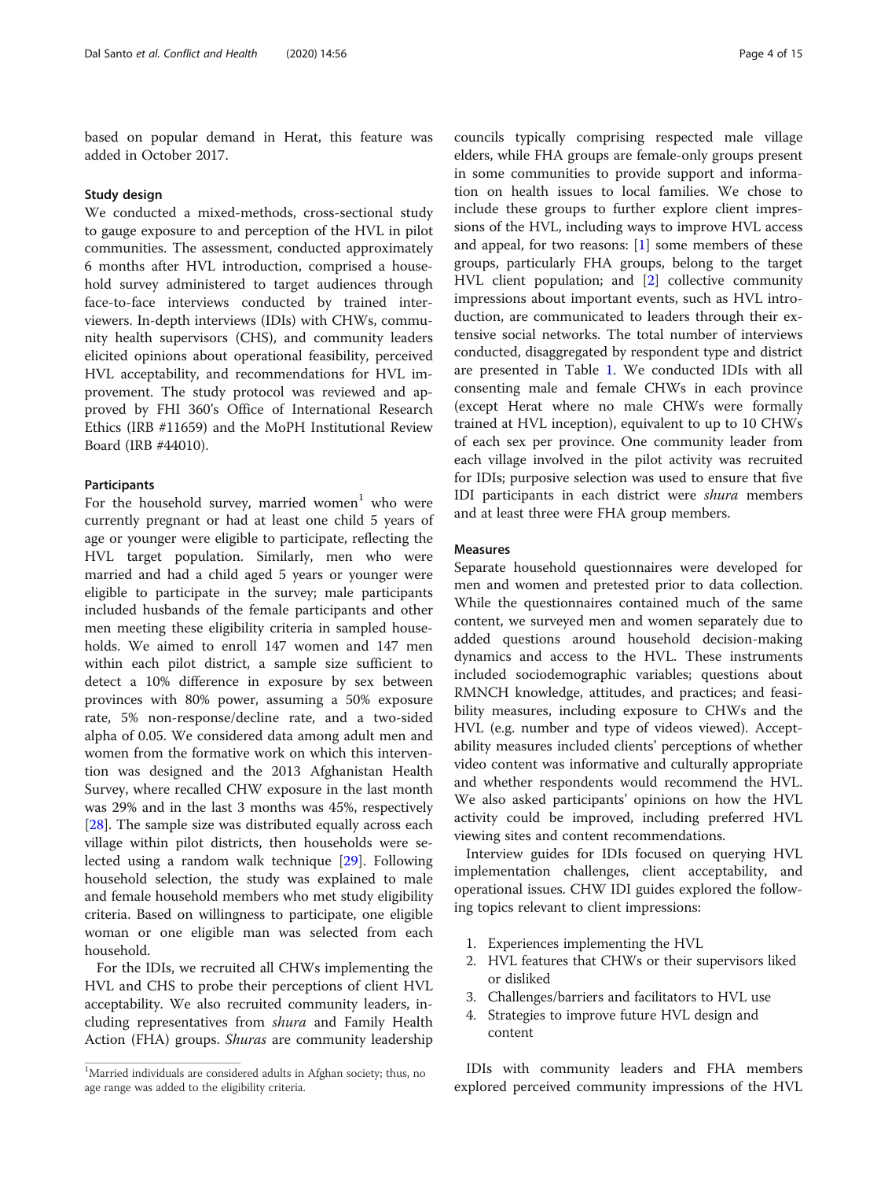based on popular demand in Herat, this feature was added in October 2017.

### Study design

We conducted a mixed-methods, cross-sectional study to gauge exposure to and perception of the HVL in pilot communities. The assessment, conducted approximately 6 months after HVL introduction, comprised a household survey administered to target audiences through face-to-face interviews conducted by trained interviewers. In-depth interviews (IDIs) with CHWs, community health supervisors (CHS), and community leaders elicited opinions about operational feasibility, perceived HVL acceptability, and recommendations for HVL improvement. The study protocol was reviewed and approved by FHI 360's Office of International Research Ethics (IRB #11659) and the MoPH Institutional Review Board (IRB #44010).

### Participants

For the household survey, married women[1] who were currently pregnant or had at least one child 5 years of age or younger were eligible to participate, reflecting the HVL target population. Similarly, men who were married and had a child aged 5 years or younger were eligible to participate in the survey; male participants included husbands of the female participants and other men meeting these eligibility criteria in sampled households. We aimed to enroll 147 women and 147 men within each pilot district, a sample size sufficient to detect a 10% difference in exposure by sex between provinces with 80% power, assuming a 50% exposure rate, 5% non-response/decline rate, and a two-sided alpha of 0.05. We considered data among adult men and women from the formative work on which this intervention was designed and the 2013 Afghanistan Health Survey, where recalled CHW exposure in the last month was 29% and in the last 3 months was 45%, respectively [28]. The sample size was distributed equally across each village within pilot districts, then households were selected using a random walk technique [29]. Following household selection, the study was explained to male and female household members who met study eligibility criteria. Based on willingness to participate, one eligible woman or one eligible man was selected from each household.

For the IDIs, we recruited all CHWs implementing the HVL and CHS to probe their perceptions of client HVL acceptability. We also recruited community leaders, including representatives from *shura* and Family Health Action (FHA) groups. *Shuras* are community leadership councils typically comprising respected male village elders, while FHA groups are female-only groups present in some communities to provide support and information on health issues to local families. We chose to include these groups to further explore client impressions of the HVL, including ways to improve HVL access and appeal, for two reasons: [1] some members of these groups, particularly FHA groups, belong to the target HVL client population; and [2] collective community impressions about important events, such as HVL introduction, are communicated to leaders through their extensive social networks. The total number of interviews conducted, disaggregated by respondent type and district are presented in Table 1. We conducted IDIs with all consenting male and female CHWs in each province (except Herat where no male CHWs were formally trained at HVL inception), equivalent to up to 10 CHWs of each sex per province. One community leader from each village involved in the pilot activity was recruited for IDIs; purposive selection was used to ensure that five IDI participants in each district were *shura* members and at least three were FHA group members.

### Measures

Separate household questionnaires were developed for men and women and pretested prior to data collection. While the questionnaires contained much of the same content, we surveyed men and women separately due to added questions around household decision-making dynamics and access to the HVL. These instruments included sociodemographic variables; questions about RMNCH knowledge, attitudes, and practices; and feasibility measures, including exposure to CHWs and the HVL (e.g. number and type of videos viewed). Acceptability measures included clients' perceptions of whether video content was informative and culturally appropriate and whether respondents would recommend the HVL. We also asked participants' opinions on how the HVL activity could be improved, including preferred HVL viewing sites and content recommendations.

Interview guides for IDIs focused on querying HVL implementation challenges, client acceptability, and operational issues. CHW IDI guides explored the following topics relevant to client impressions:

1. Experiences implementing the HVL
2. HVL features that CHWs or their supervisors liked or disliked
3. Challenges/barriers and facilitators to HVL use
4. Strategies to improve future HVL design and content

IDIs with community leaders and FHA members explored perceived community impressions of the HVL

[1]Married individuals are considered adults in Afghan society; thus, no age range was added to the eligibility criteria.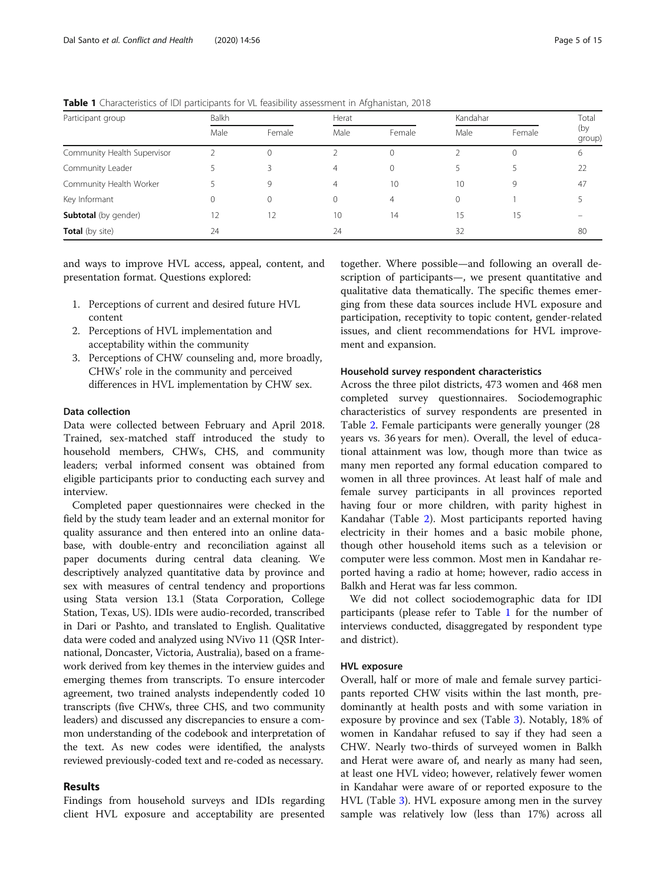**Table 1** Characteristics of IDI participants for VL feasibility assessment in Afghanistan, 2018

| Participant group | Balkh | | Herat | | Kandahar | | Total (by group) |
|---|---|---|---|---|---|---|---|
| | Male | Female | Male | Female | Male | Female | |
| Community Health Supervisor | 2 | 0 | 2 | 0 | 2 | 0 | 6 |
| Community Leader | 5 | 3 | 4 | 0 | 5 | 5 | 22 |
| Community Health Worker | 5 | 9 | 4 | 10 | 10 | 9 | 47 |
| Key Informant | 0 | 0 | 0 | 4 | 0 | 1 | 5 |
| **Subtotal** (by gender) | 12 | 12 | 10 | 14 | 15 | 15 | – |
| **Total** (by site) | 24 | | 24 | | 32 | | 80 |

and ways to improve HVL access, appeal, content, and presentation format. Questions explored:

1. Perceptions of current and desired future HVL content
2. Perceptions of HVL implementation and acceptability within the community
3. Perceptions of CHW counseling and, more broadly, CHWs' role in the community and perceived differences in HVL implementation by CHW sex.

### Data collection

Data were collected between February and April 2018. Trained, sex-matched staff introduced the study to household members, CHWs, CHS, and community leaders; verbal informed consent was obtained from eligible participants prior to conducting each survey and interview.

Completed paper questionnaires were checked in the field by the study team leader and an external monitor for quality assurance and then entered into an online database, with double-entry and reconciliation against all paper documents during central data cleaning. We descriptively analyzed quantitative data by province and sex with measures of central tendency and proportions using Stata version 13.1 (Stata Corporation, College Station, Texas, US). IDIs were audio-recorded, transcribed in Dari or Pashto, and translated to English. Qualitative data were coded and analyzed using NVivo 11 (QSR International, Doncaster, Victoria, Australia), based on a framework derived from key themes in the interview guides and emerging themes from transcripts. To ensure intercoder agreement, two trained analysts independently coded 10 transcripts (five CHWs, three CHS, and two community leaders) and discussed any discrepancies to ensure a common understanding of the codebook and interpretation of the text. As new codes were identified, the analysts reviewed previously-coded text and re-coded as necessary.

## Results

Findings from household surveys and IDIs regarding client HVL exposure and acceptability are presented together. Where possible—and following an overall description of participants—, we present quantitative and qualitative data thematically. The specific themes emerging from these data sources include HVL exposure and participation, receptivity to topic content, gender-related issues, and client recommendations for HVL improvement and expansion.

### Household survey respondent characteristics

Across the three pilot districts, 473 women and 468 men completed survey questionnaires. Sociodemographic characteristics of survey respondents are presented in Table 2. Female participants were generally younger (28 years vs. 36 years for men). Overall, the level of educational attainment was low, though more than twice as many men reported any formal education compared to women in all three provinces. At least half of male and female survey participants in all provinces reported having four or more children, with parity highest in Kandahar (Table 2). Most participants reported having electricity in their homes and a basic mobile phone, though other household items such as a television or computer were less common. Most men in Kandahar reported having a radio at home; however, radio access in Balkh and Herat was far less common.

We did not collect sociodemographic data for IDI participants (please refer to Table 1 for the number of interviews conducted, disaggregated by respondent type and district).

### HVL exposure

Overall, half or more of male and female survey participants reported CHW visits within the last month, predominantly at health posts and with some variation in exposure by province and sex (Table 3). Notably, 18% of women in Kandahar refused to say if they had seen a CHW. Nearly two-thirds of surveyed women in Balkh and Herat were aware of, and nearly as many had seen, at least one HVL video; however, relatively fewer women in Kandahar were aware of or reported exposure to the HVL (Table 3). HVL exposure among men in the survey sample was relatively low (less than 17%) across all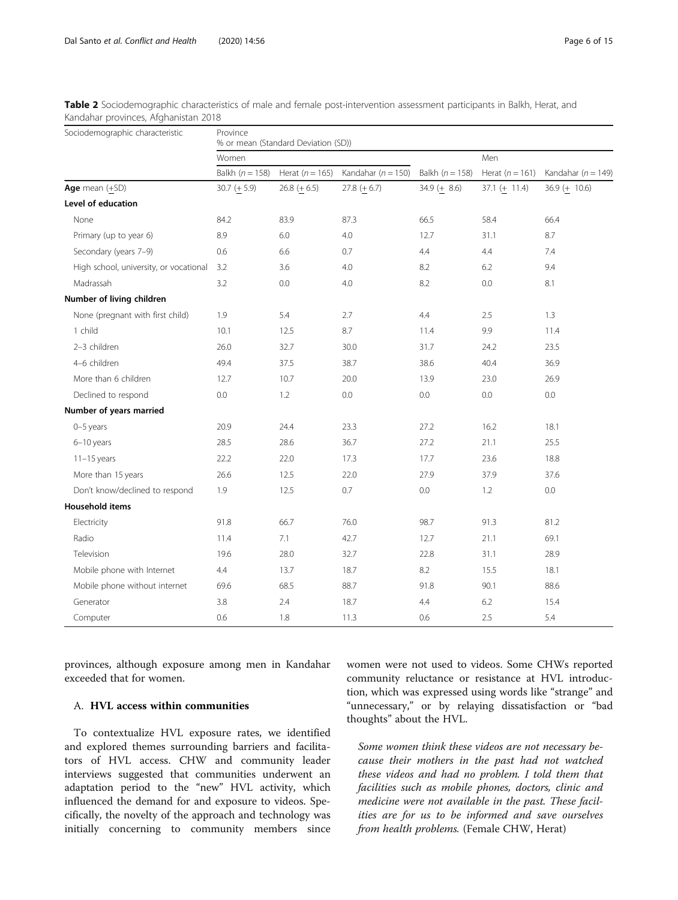**Table 2** Sociodemographic characteristics of male and female post-intervention assessment participants in Balkh, Herat, and Kandahar provinces, Afghanistan 2018

| Sociodemographic characteristic | Province<br>% or mean (Standard Deviation (SD)) | | | | | |
|---|---|---|---|---|---|---|
| | Women | | | Men | | |
| | Balkh ($n = 158$) | Herat ($n = 165$) | Kandahar ($n = 150$) | Balkh ($n = 158$) | Herat ($n = 161$) | Kandahar ($n = 149$) |
| **Age** mean (+SD) | 30.7 (+ 5.9) | 26.8 (+ 6.5) | 27.8 (+ 6.7) | 34.9 (+ 8.6) | 37.1 (+ 11.4) | 36.9 (+ 10.6) |
| **Level of education** | | | | | | |
| None | 84.2 | 83.9 | 87.3 | 66.5 | 58.4 | 66.4 |
| Primary (up to year 6) | 8.9 | 6.0 | 4.0 | 12.7 | 31.1 | 8.7 |
| Secondary (years 7–9) | 0.6 | 6.6 | 0.7 | 4.4 | 4.4 | 7.4 |
| High school, university, or vocational | 3.2 | 3.6 | 4.0 | 8.2 | 6.2 | 9.4 |
| Madrassah | 3.2 | 0.0 | 4.0 | 8.2 | 0.0 | 8.1 |
| **Number of living children** | | | | | | |
| None (pregnant with first child) | 1.9 | 5.4 | 2.7 | 4.4 | 2.5 | 1.3 |
| 1 child | 10.1 | 12.5 | 8.7 | 11.4 | 9.9 | 11.4 |
| 2–3 children | 26.0 | 32.7 | 30.0 | 31.7 | 24.2 | 23.5 |
| 4–6 children | 49.4 | 37.5 | 38.7 | 38.6 | 40.4 | 36.9 |
| More than 6 children | 12.7 | 10.7 | 20.0 | 13.9 | 23.0 | 26.9 |
| Declined to respond | 0.0 | 1.2 | 0.0 | 0.0 | 0.0 | 0.0 |
| **Number of years married** | | | | | | |
| 0–5 years | 20.9 | 24.4 | 23.3 | 27.2 | 16.2 | 18.1 |
| 6–10 years | 28.5 | 28.6 | 36.7 | 27.2 | 21.1 | 25.5 |
| 11–15 years | 22.2 | 22.0 | 17.3 | 17.7 | 23.6 | 18.8 |
| More than 15 years | 26.6 | 12.5 | 22.0 | 27.9 | 37.9 | 37.6 |
| Don't know/declined to respond | 1.9 | 12.5 | 0.7 | 0.0 | 1.2 | 0.0 |
| **Household items** | | | | | | |
| Electricity | 91.8 | 66.7 | 76.0 | 98.7 | 91.3 | 81.2 |
| Radio | 11.4 | 7.1 | 42.7 | 12.7 | 21.1 | 69.1 |
| Television | 19.6 | 28.0 | 32.7 | 22.8 | 31.1 | 28.9 |
| Mobile phone with Internet | 4.4 | 13.7 | 18.7 | 8.2 | 15.5 | 18.1 |
| Mobile phone without internet | 69.6 | 68.5 | 88.7 | 91.8 | 90.1 | 88.6 |
| Generator | 3.8 | 2.4 | 18.7 | 4.4 | 6.2 | 15.4 |
| Computer | 0.6 | 1.8 | 11.3 | 0.6 | 2.5 | 5.4 |

provinces, although exposure among men in Kandahar exceeded that for women.

### A. HVL access within communities

To contextualize HVL exposure rates, we identified and explored themes surrounding barriers and facilitators of HVL access. CHW and community leader interviews suggested that communities underwent an adaptation period to the "new" HVL activity, which influenced the demand for and exposure to videos. Specifically, the novelty of the approach and technology was initially concerning to community members since women were not used to videos. Some CHWs reported community reluctance or resistance at HVL introduction, which was expressed using words like "strange" and "unnecessary," or by relaying dissatisfaction or "bad thoughts" about the HVL.

> *Some women think these videos are not necessary because their mothers in the past had not watched these videos and had no problem. I told them that facilities such as mobile phones, doctors, clinic and medicine were not available in the past. These facilities are for us to be informed and save ourselves from health problems.* (Female CHW, Herat)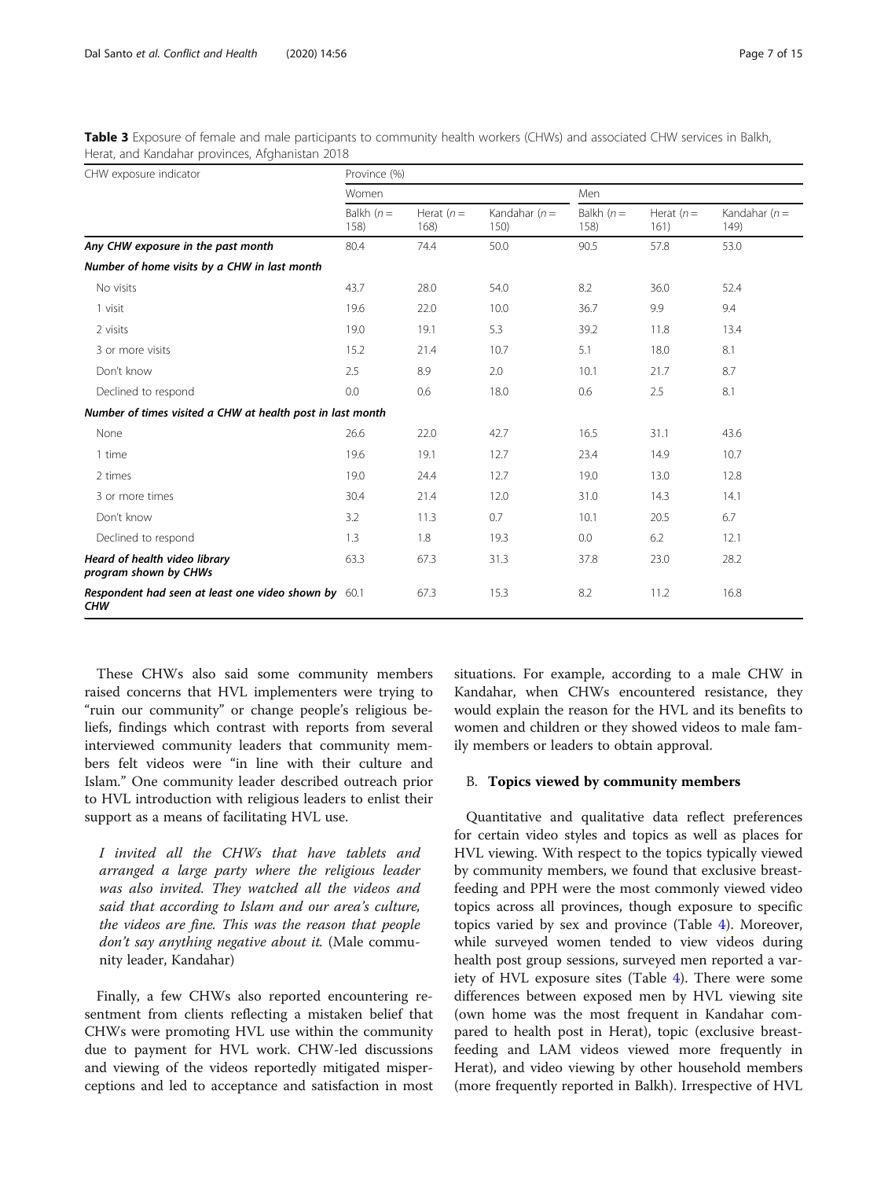**Table 3** Exposure of female and male participants to community health workers (CHWs) and associated CHW services in Balkh, Herat, and Kandahar provinces, Afghanistan 2018

| CHW exposure indicator | Province (%) | | | | | |
|---|---|---|---|---|---|---|
| | Women | | | Men | | |
| | Balkh (*n* = 158) | Herat (*n* = 168) | Kandahar (*n* = 150) | Balkh (*n* = 158) | Herat (*n* = 161) | Kandahar (*n* = 149) |
| ***Any CHW exposure in the past month*** | 80.4 | 74.4 | 50.0 | 90.5 | 57.8 | 53.0 |
| ***Number of home visits by a CHW in last month*** | | | | | | |
| No visits | 43.7 | 28.0 | 54.0 | 8.2 | 36.0 | 52.4 |
| 1 visit | 19.6 | 22.0 | 10.0 | 36.7 | 9.9 | 9.4 |
| 2 visits | 19.0 | 19.1 | 5.3 | 39.2 | 11.8 | 13.4 |
| 3 or more visits | 15.2 | 21.4 | 10.7 | 5.1 | 18.0 | 8.1 |
| Don't know | 2.5 | 8.9 | 2.0 | 10.1 | 21.7 | 8.7 |
| Declined to respond | 0.0 | 0.6 | 18.0 | 0.6 | 2.5 | 8.1 |
| ***Number of times visited a CHW at health post in last month*** | | | | | | |
| None | 26.6 | 22.0 | 42.7 | 16.5 | 31.1 | 43.6 |
| 1 time | 19.6 | 19.1 | 12.7 | 23.4 | 14.9 | 10.7 |
| 2 times | 19.0 | 24.4 | 12.7 | 19.0 | 13.0 | 12.8 |
| 3 or more times | 30.4 | 21.4 | 12.0 | 31.0 | 14.3 | 14.1 |
| Don't know | 3.2 | 11.3 | 0.7 | 10.1 | 20.5 | 6.7 |
| Declined to respond | 1.3 | 1.8 | 19.3 | 0.0 | 6.2 | 12.1 |
| ***Heard of health video library program shown by CHWs*** | 63.3 | 67.3 | 31.3 | 37.8 | 23.0 | 28.2 |
| ***Respondent had seen at least one video shown by CHW*** | 60.1 | 67.3 | 15.3 | 8.2 | 11.2 | 16.8 |

These CHWs also said some community members raised concerns that HVL implementers were trying to "ruin our community" or change people's religious beliefs, findings which contrast with reports from several interviewed community leaders that community members felt videos were "in line with their culture and Islam." One community leader described outreach prior to HVL introduction with religious leaders to enlist their support as a means of facilitating HVL use.

> *I invited all the CHWs that have tablets and arranged a large party where the religious leader was also invited. They watched all the videos and said that according to Islam and our area's culture, the videos are fine. This was the reason that people don't say anything negative about it.* (Male community leader, Kandahar)

Finally, a few CHWs also reported encountering resentment from clients reflecting a mistaken belief that CHWs were promoting HVL use within the community due to payment for HVL work. CHW-led discussions and viewing of the videos reportedly mitigated misperceptions and led to acceptance and satisfaction in most situations. For example, according to a male CHW in Kandahar, when CHWs encountered resistance, they would explain the reason for the HVL and its benefits to women and children or they showed videos to male family members or leaders to obtain approval.

B. **Topics viewed by community members**

Quantitative and qualitative data reflect preferences for certain video styles and topics as well as places for HVL viewing. With respect to the topics typically viewed by community members, we found that exclusive breastfeeding and PPH were the most commonly viewed video topics across all provinces, though exposure to specific topics varied by sex and province (Table 4). Moreover, while surveyed women tended to view videos during health post group sessions, surveyed men reported a variety of HVL exposure sites (Table 4). There were some differences between exposed men by HVL viewing site (own home was the most frequent in Kandahar compared to health post in Herat), topic (exclusive breastfeeding and LAM videos viewed more frequently in Herat), and video viewing by other household members (more frequently reported in Balkh). Irrespective of HVL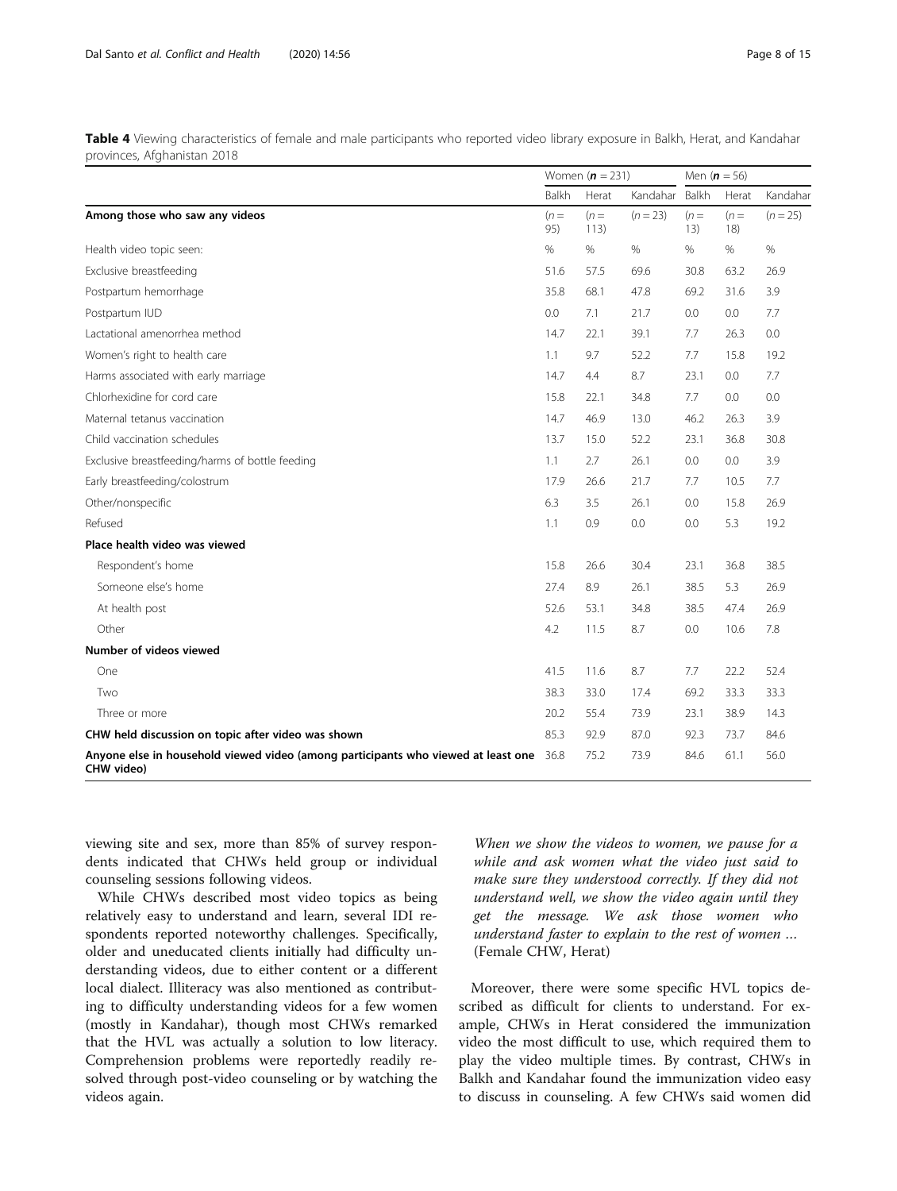**Table 4** Viewing characteristics of female and male participants who reported video library exposure in Balkh, Herat, and Kandahar provinces, Afghanistan 2018

| | Women (***n*** = 231) | | | Men (***n*** = 56) | | |
|---|---|---|---|---|---|---|
| | Balkh | Herat | Kandahar | Balkh | Herat | Kandahar |
| **Among those who saw any videos** | (*n* = 95) | (*n* = 113) | (*n* = 23) | (*n* = 13) | (*n* = 18) | (*n* = 25) |
| Health video topic seen: | % | % | % | % | % | % |
| Exclusive breastfeeding | 51.6 | 57.5 | 69.6 | 30.8 | 63.2 | 26.9 |
| Postpartum hemorrhage | 35.8 | 68.1 | 47.8 | 69.2 | 31.6 | 3.9 |
| Postpartum IUD | 0.0 | 7.1 | 21.7 | 0.0 | 0.0 | 7.7 |
| Lactational amenorrhea method | 14.7 | 22.1 | 39.1 | 7.7 | 26.3 | 0.0 |
| Women's right to health care | 1.1 | 9.7 | 52.2 | 7.7 | 15.8 | 19.2 |
| Harms associated with early marriage | 14.7 | 4.4 | 8.7 | 23.1 | 0.0 | 7.7 |
| Chlorhexidine for cord care | 15.8 | 22.1 | 34.8 | 7.7 | 0.0 | 0.0 |
| Maternal tetanus vaccination | 14.7 | 46.9 | 13.0 | 46.2 | 26.3 | 3.9 |
| Child vaccination schedules | 13.7 | 15.0 | 52.2 | 23.1 | 36.8 | 30.8 |
| Exclusive breastfeeding/harms of bottle feeding | 1.1 | 2.7 | 26.1 | 0.0 | 0.0 | 3.9 |
| Early breastfeeding/colostrum | 17.9 | 26.6 | 21.7 | 7.7 | 10.5 | 7.7 |
| Other/nonspecific | 6.3 | 3.5 | 26.1 | 0.0 | 15.8 | 26.9 |
| Refused | 1.1 | 0.9 | 0.0 | 0.0 | 5.3 | 19.2 |
| **Place health video was viewed** | | | | | | |
| Respondent's home | 15.8 | 26.6 | 30.4 | 23.1 | 36.8 | 38.5 |
| Someone else's home | 27.4 | 8.9 | 26.1 | 38.5 | 5.3 | 26.9 |
| At health post | 52.6 | 53.1 | 34.8 | 38.5 | 47.4 | 26.9 |
| Other | 4.2 | 11.5 | 8.7 | 0.0 | 10.6 | 7.8 |
| **Number of videos viewed** | | | | | | |
| One | 41.5 | 11.6 | 8.7 | 7.7 | 22.2 | 52.4 |
| Two | 38.3 | 33.0 | 17.4 | 69.2 | 33.3 | 33.3 |
| Three or more | 20.2 | 55.4 | 73.9 | 23.1 | 38.9 | 14.3 |
| **CHW held discussion on topic after video was shown** | 85.3 | 92.9 | 87.0 | 92.3 | 73.7 | 84.6 |
| **Anyone else in household viewed video (among participants who viewed at least one CHW video)** | 36.8 | 75.2 | 73.9 | 84.6 | 61.1 | 56.0 |

viewing site and sex, more than 85% of survey respondents indicated that CHWs held group or individual counseling sessions following videos.

While CHWs described most video topics as being relatively easy to understand and learn, several IDI respondents reported noteworthy challenges. Specifically, older and uneducated clients initially had difficulty understanding videos, due to either content or a different local dialect. Illiteracy was also mentioned as contributing to difficulty understanding videos for a few women (mostly in Kandahar), though most CHWs remarked that the HVL was actually a solution to low literacy. Comprehension problems were reportedly readily resolved through post-video counseling or by watching the videos again.

> *When we show the videos to women, we pause for a while and ask women what the video just said to make sure they understood correctly. If they did not understand well, we show the video again until they get the message. We ask those women who understand faster to explain to the rest of women …* (Female CHW, Herat)

Moreover, there were some specific HVL topics described as difficult for clients to understand. For example, CHWs in Herat considered the immunization video the most difficult to use, which required them to play the video multiple times. By contrast, CHWs in Balkh and Kandahar found the immunization video easy to discuss in counseling. A few CHWs said women did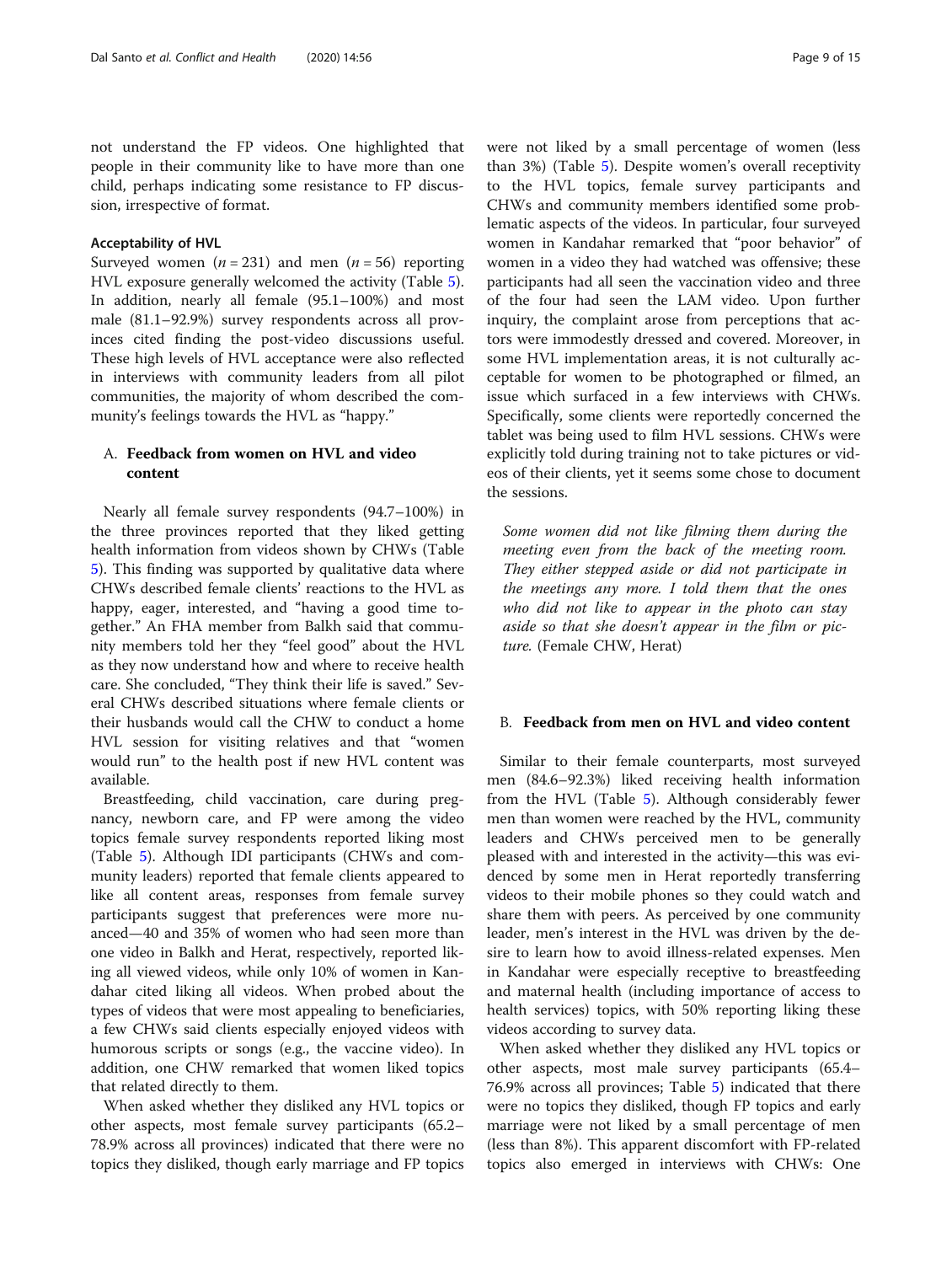not understand the FP videos. One highlighted that people in their community like to have more than one child, perhaps indicating some resistance to FP discussion, irrespective of format.

#### Acceptability of HVL

Surveyed women ($n = 231$) and men ($n = 56$) reporting HVL exposure generally welcomed the activity (Table 5). In addition, nearly all female (95.1–100%) and most male (81.1–92.9%) survey respondents across all provinces cited finding the post-video discussions useful. These high levels of HVL acceptance were also reflected in interviews with community leaders from all pilot communities, the majority of whom described the community's feelings towards the HVL as "happy."

##### A. Feedback from women on HVL and video content

Nearly all female survey respondents (94.7–100%) in the three provinces reported that they liked getting health information from videos shown by CHWs (Table 5). This finding was supported by qualitative data where CHWs described female clients' reactions to the HVL as happy, eager, interested, and "having a good time together." An FHA member from Balkh said that community members told her they "feel good" about the HVL as they now understand how and where to receive health care. She concluded, "They think their life is saved." Several CHWs described situations where female clients or their husbands would call the CHW to conduct a home HVL session for visiting relatives and that "women would run" to the health post if new HVL content was available.

Breastfeeding, child vaccination, care during pregnancy, newborn care, and FP were among the video topics female survey respondents reported liking most (Table 5). Although IDI participants (CHWs and community leaders) reported that female clients appeared to like all content areas, responses from female survey participants suggest that preferences were more nuanced—40 and 35% of women who had seen more than one video in Balkh and Herat, respectively, reported liking all viewed videos, while only 10% of women in Kandahar cited liking all videos. When probed about the types of videos that were most appealing to beneficiaries, a few CHWs said clients especially enjoyed videos with humorous scripts or songs (e.g., the vaccine video). In addition, one CHW remarked that women liked topics that related directly to them.

When asked whether they disliked any HVL topics or other aspects, most female survey participants (65.2–78.9% across all provinces) indicated that there were no topics they disliked, though early marriage and FP topics were not liked by a small percentage of women (less than 3%) (Table 5). Despite women's overall receptivity to the HVL topics, female survey participants and CHWs and community members identified some problematic aspects of the videos. In particular, four surveyed women in Kandahar remarked that "poor behavior" of women in a video they had watched was offensive; these participants had all seen the vaccination video and three of the four had seen the LAM video. Upon further inquiry, the complaint arose from perceptions that actors were immodestly dressed and covered. Moreover, in some HVL implementation areas, it is not culturally acceptable for women to be photographed or filmed, an issue which surfaced in a few interviews with CHWs. Specifically, some clients were reportedly concerned the tablet was being used to film HVL sessions. CHWs were explicitly told during training not to take pictures or videos of their clients, yet it seems some chose to document the sessions.

> *Some women did not like filming them during the meeting even from the back of the meeting room. They either stepped aside or did not participate in the meetings any more. I told them that the ones who did not like to appear in the photo can stay aside so that she doesn't appear in the film or picture.* (Female CHW, Herat)

##### B. Feedback from men on HVL and video content

Similar to their female counterparts, most surveyed men (84.6–92.3%) liked receiving health information from the HVL (Table 5). Although considerably fewer men than women were reached by the HVL, community leaders and CHWs perceived men to be generally pleased with and interested in the activity—this was evidenced by some men in Herat reportedly transferring videos to their mobile phones so they could watch and share them with peers. As perceived by one community leader, men's interest in the HVL was driven by the desire to learn how to avoid illness-related expenses. Men in Kandahar were especially receptive to breastfeeding and maternal health (including importance of access to health services) topics, with 50% reporting liking these videos according to survey data.

When asked whether they disliked any HVL topics or other aspects, most male survey participants (65.4–76.9% across all provinces; Table 5) indicated that there were no topics they disliked, though FP topics and early marriage were not liked by a small percentage of men (less than 8%). This apparent discomfort with FP-related topics also emerged in interviews with CHWs: One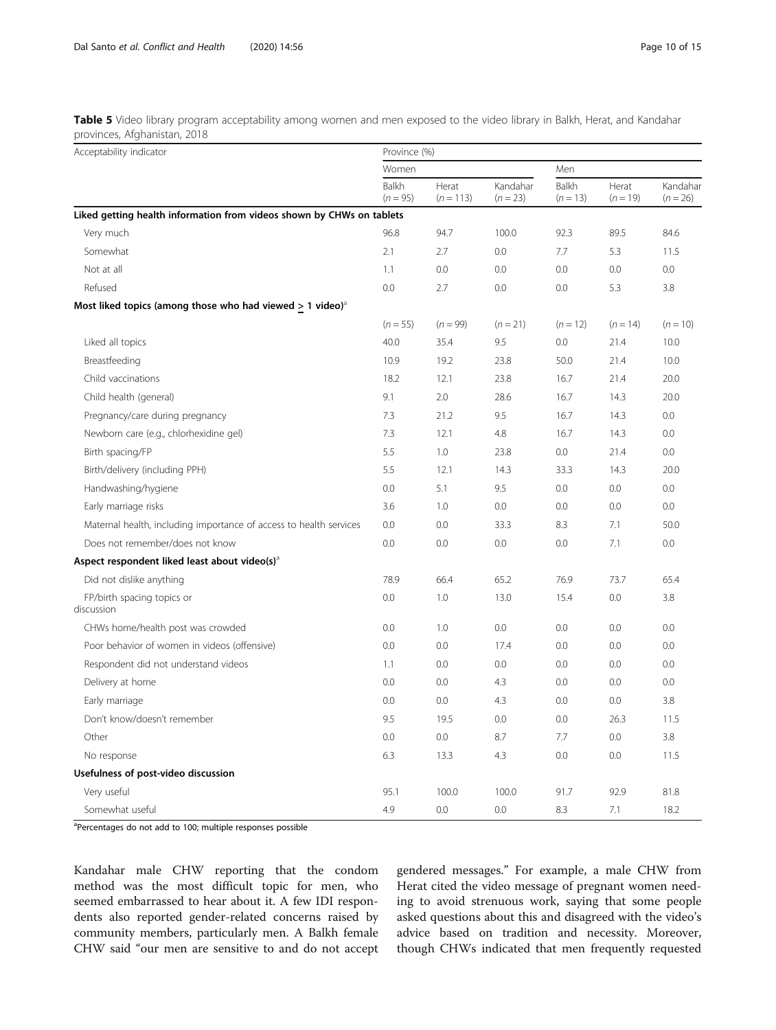**Table 5** Video library program acceptability among women and men exposed to the video library in Balkh, Herat, and Kandahar provinces, Afghanistan, 2018

| Acceptability indicator | Province (%) | | | | | |
|---|---|---|---|---|---|---|
| | Women | | | Men | | |
| | Balkh ($n$ = 95) | Herat ($n$ = 113) | Kandahar ($n$ = 23) | Balkh ($n$ = 13) | Herat ($n$ = 19) | Kandahar ($n$ = 26) |
| **Liked getting health information from videos shown by CHWs on tablets** | | | | | | |
| Very much | 96.8 | 94.7 | 100.0 | 92.3 | 89.5 | 84.6 |
| Somewhat | 2.1 | 2.7 | 0.0 | 7.7 | 5.3 | 11.5 |
| Not at all | 1.1 | 0.0 | 0.0 | 0.0 | 0.0 | 0.0 |
| Refused | 0.0 | 2.7 | 0.0 | 0.0 | 5.3 | 3.8 |
| **Most liked topics (among those who had viewed $\geq$ 1 video)**[a] | | | | | | |
| | ($n$ = 55) | ($n$ = 99) | ($n$ = 21) | ($n$ = 12) | ($n$ = 14) | ($n$ = 10) |
| Liked all topics | 40.0 | 35.4 | 9.5 | 0.0 | 21.4 | 10.0 |
| Breastfeeding | 10.9 | 19.2 | 23.8 | 50.0 | 21.4 | 10.0 |
| Child vaccinations | 18.2 | 12.1 | 23.8 | 16.7 | 21.4 | 20.0 |
| Child health (general) | 9.1 | 2.0 | 28.6 | 16.7 | 14.3 | 20.0 |
| Pregnancy/care during pregnancy | 7.3 | 21.2 | 9.5 | 16.7 | 14.3 | 0.0 |
| Newborn care (e.g., chlorhexidine gel) | 7.3 | 12.1 | 4.8 | 16.7 | 14.3 | 0.0 |
| Birth spacing/FP | 5.5 | 1.0 | 23.8 | 0.0 | 21.4 | 0.0 |
| Birth/delivery (including PPH) | 5.5 | 12.1 | 14.3 | 33.3 | 14.3 | 20.0 |
| Handwashing/hygiene | 0.0 | 5.1 | 9.5 | 0.0 | 0.0 | 0.0 |
| Early marriage risks | 3.6 | 1.0 | 0.0 | 0.0 | 0.0 | 0.0 |
| Maternal health, including importance of access to health services | 0.0 | 0.0 | 33.3 | 8.3 | 7.1 | 50.0 |
| Does not remember/does not know | 0.0 | 0.0 | 0.0 | 0.0 | 7.1 | 0.0 |
| **Aspect respondent liked least about video(s)**[a] | | | | | | |
| Did not dislike anything | 78.9 | 66.4 | 65.2 | 76.9 | 73.7 | 65.4 |
| FP/birth spacing topics or discussion | 0.0 | 1.0 | 13.0 | 15.4 | 0.0 | 3.8 |
| CHWs home/health post was crowded | 0.0 | 1.0 | 0.0 | 0.0 | 0.0 | 0.0 |
| Poor behavior of women in videos (offensive) | 0.0 | 0.0 | 17.4 | 0.0 | 0.0 | 0.0 |
| Respondent did not understand videos | 1.1 | 0.0 | 0.0 | 0.0 | 0.0 | 0.0 |
| Delivery at home | 0.0 | 0.0 | 4.3 | 0.0 | 0.0 | 0.0 |
| Early marriage | 0.0 | 0.0 | 4.3 | 0.0 | 0.0 | 3.8 |
| Don't know/doesn't remember | 9.5 | 19.5 | 0.0 | 0.0 | 26.3 | 11.5 |
| Other | 0.0 | 0.0 | 8.7 | 7.7 | 0.0 | 3.8 |
| No response | 6.3 | 13.3 | 4.3 | 0.0 | 0.0 | 11.5 |
| **Usefulness of post-video discussion** | | | | | | |
| Very useful | 95.1 | 100.0 | 100.0 | 91.7 | 92.9 | 81.8 |
| Somewhat useful | 4.9 | 0.0 | 0.0 | 8.3 | 7.1 | 18.2 |

[a]Percentages do not add to 100; multiple responses possible

Kandahar male CHW reporting that the condom method was the most difficult topic for men, who seemed embarrassed to hear about it. A few IDI respondents also reported gender-related concerns raised by community members, particularly men. A Balkh female CHW said "our men are sensitive to and do not accept gendered messages." For example, a male CHW from Herat cited the video message of pregnant women needing to avoid strenuous work, saying that some people asked questions about this and disagreed with the video's advice based on tradition and necessity. Moreover, though CHWs indicated that men frequently requested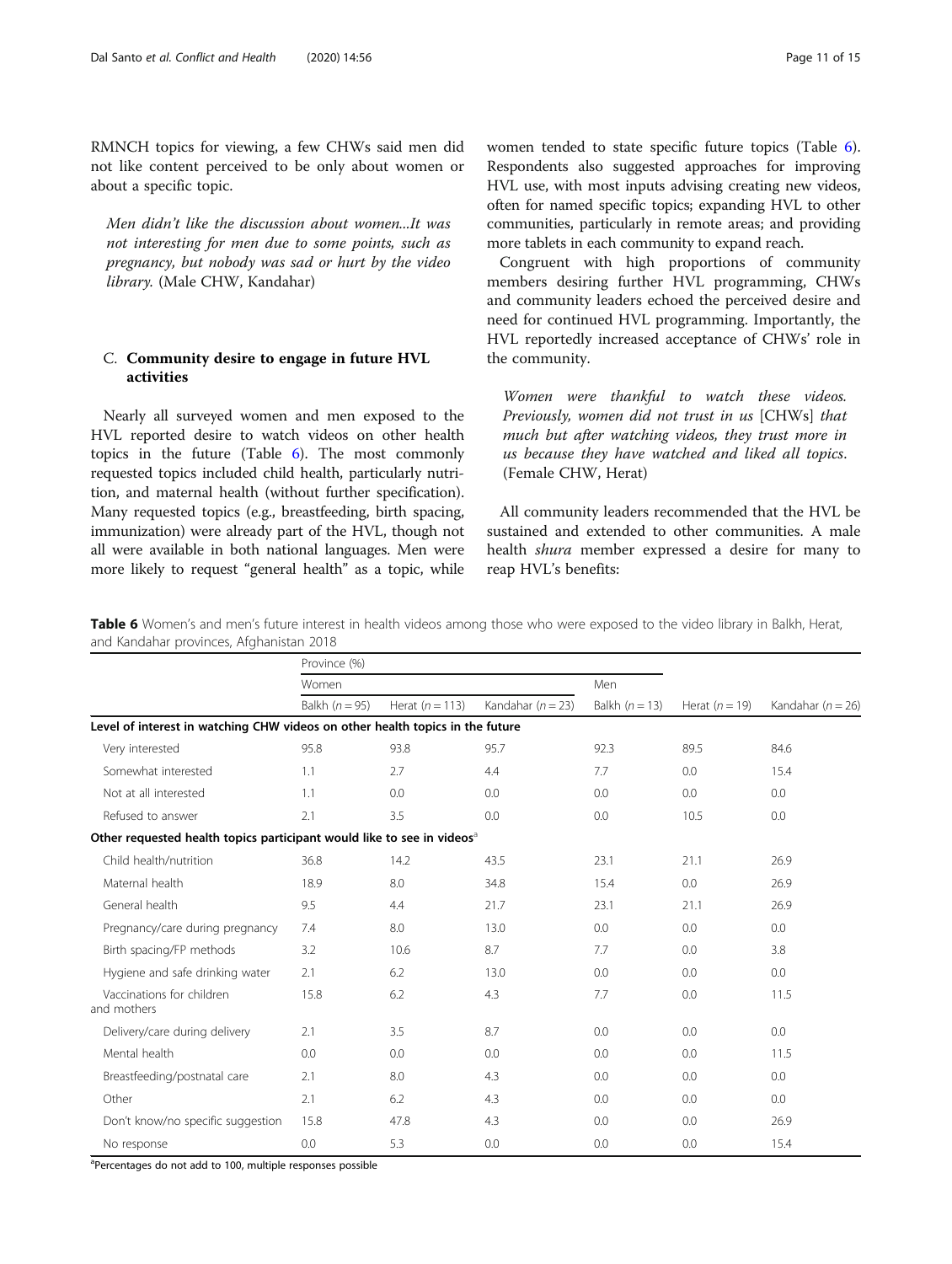RMNCH topics for viewing, a few CHWs said men did not like content perceived to be only about women or about a specific topic.

> *Men didn't like the discussion about women...It was not interesting for men due to some points, such as pregnancy, but nobody was sad or hurt by the video library.* (Male CHW, Kandahar)

### C. Community desire to engage in future HVL activities

Nearly all surveyed women and men exposed to the HVL reported desire to watch videos on other health topics in the future (Table 6). The most commonly requested topics included child health, particularly nutrition, and maternal health (without further specification). Many requested topics (e.g., breastfeeding, birth spacing, immunization) were already part of the HVL, though not all were available in both national languages. Men were more likely to request "general health" as a topic, while women tended to state specific future topics (Table 6). Respondents also suggested approaches for improving HVL use, with most inputs advising creating new videos, often for named specific topics; expanding HVL to other communities, particularly in remote areas; and providing more tablets in each community to expand reach.

Congruent with high proportions of community members desiring further HVL programming, CHWs and community leaders echoed the perceived desire and need for continued HVL programming. Importantly, the HVL reportedly increased acceptance of CHWs' role in the community.

> *Women were thankful to watch these videos. Previously, women did not trust in us* [CHWs] *that much but after watching videos, they trust more in us because they have watched and liked all topics.* (Female CHW, Herat)

All community leaders recommended that the HVL be sustained and extended to other communities. A male health *shura* member expressed a desire for many to reap HVL's benefits:

**Table 6** Women's and men's future interest in health videos among those who were exposed to the video library in Balkh, Herat, and Kandahar provinces, Afghanistan 2018

| | Province (%) | | | | | |
|---|---|---|---|---|---|---|
| | Women | | | Men | | |
| | Balkh ($n = 95$) | Herat ($n = 113$) | Kandahar ($n = 23$) | Balkh ($n = 13$) | Herat ($n = 19$) | Kandahar ($n = 26$) |
| **Level of interest in watching CHW videos on other health topics in the future** | | | | | | |
| Very interested | 95.8 | 93.8 | 95.7 | 92.3 | 89.5 | 84.6 |
| Somewhat interested | 1.1 | 2.7 | 4.4 | 7.7 | 0.0 | 15.4 |
| Not at all interested | 1.1 | 0.0 | 0.0 | 0.0 | 0.0 | 0.0 |
| Refused to answer | 2.1 | 3.5 | 0.0 | 0.0 | 10.5 | 0.0 |
| **Other requested health topics participant would like to see in videos**[a] | | | | | | |
| Child health/nutrition | 36.8 | 14.2 | 43.5 | 23.1 | 21.1 | 26.9 |
| Maternal health | 18.9 | 8.0 | 34.8 | 15.4 | 0.0 | 26.9 |
| General health | 9.5 | 4.4 | 21.7 | 23.1 | 21.1 | 26.9 |
| Pregnancy/care during pregnancy | 7.4 | 8.0 | 13.0 | 0.0 | 0.0 | 0.0 |
| Birth spacing/FP methods | 3.2 | 10.6 | 8.7 | 7.7 | 0.0 | 3.8 |
| Hygiene and safe drinking water | 2.1 | 6.2 | 13.0 | 0.0 | 0.0 | 0.0 |
| Vaccinations for children and mothers | 15.8 | 6.2 | 4.3 | 7.7 | 0.0 | 11.5 |
| Delivery/care during delivery | 2.1 | 3.5 | 8.7 | 0.0 | 0.0 | 0.0 |
| Mental health | 0.0 | 0.0 | 0.0 | 0.0 | 0.0 | 11.5 |
| Breastfeeding/postnatal care | 2.1 | 8.0 | 4.3 | 0.0 | 0.0 | 0.0 |
| Other | 2.1 | 6.2 | 4.3 | 0.0 | 0.0 | 0.0 |
| Don't know/no specific suggestion | 15.8 | 47.8 | 4.3 | 0.0 | 0.0 | 26.9 |
| No response | 0.0 | 5.3 | 0.0 | 0.0 | 0.0 | 15.4 |

[a]Percentages do not add to 100, multiple responses possible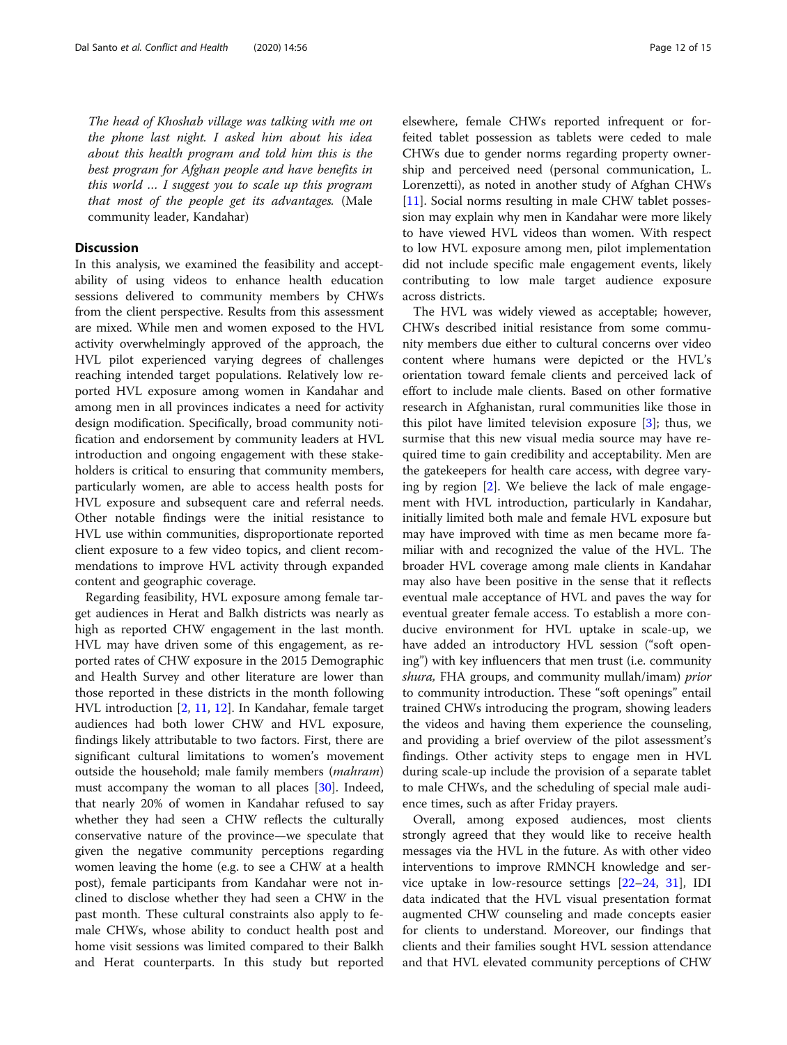*The head of Khoshab village was talking with me on the phone last night. I asked him about his idea about this health program and told him this is the best program for Afghan people and have benefits in this world … I suggest you to scale up this program that most of the people get its advantages.* (Male community leader, Kandahar)

## Discussion

In this analysis, we examined the feasibility and acceptability of using videos to enhance health education sessions delivered to community members by CHWs from the client perspective. Results from this assessment are mixed. While men and women exposed to the HVL activity overwhelmingly approved of the approach, the HVL pilot experienced varying degrees of challenges reaching intended target populations. Relatively low reported HVL exposure among women in Kandahar and among men in all provinces indicates a need for activity design modification. Specifically, broad community notification and endorsement by community leaders at HVL introduction and ongoing engagement with these stakeholders is critical to ensuring that community members, particularly women, are able to access health posts for HVL exposure and subsequent care and referral needs. Other notable findings were the initial resistance to HVL use within communities, disproportionate reported client exposure to a few video topics, and client recommendations to improve HVL activity through expanded content and geographic coverage.

Regarding feasibility, HVL exposure among female target audiences in Herat and Balkh districts was nearly as high as reported CHW engagement in the last month. HVL may have driven some of this engagement, as reported rates of CHW exposure in the 2015 Demographic and Health Survey and other literature are lower than those reported in these districts in the month following HVL introduction [2, 11, 12]. In Kandahar, female target audiences had both lower CHW and HVL exposure, findings likely attributable to two factors. First, there are significant cultural limitations to women's movement outside the household; male family members (*mahram*) must accompany the woman to all places [30]. Indeed, that nearly 20% of women in Kandahar refused to say whether they had seen a CHW reflects the culturally conservative nature of the province—we speculate that given the negative community perceptions regarding women leaving the home (e.g. to see a CHW at a health post), female participants from Kandahar were not inclined to disclose whether they had seen a CHW in the past month. These cultural constraints also apply to female CHWs, whose ability to conduct health post and home visit sessions was limited compared to their Balkh and Herat counterparts. In this study but reported elsewhere, female CHWs reported infrequent or forfeited tablet possession as tablets were ceded to male CHWs due to gender norms regarding property ownership and perceived need (personal communication, L. Lorenzetti), as noted in another study of Afghan CHWs [11]. Social norms resulting in male CHW tablet possession may explain why men in Kandahar were more likely to have viewed HVL videos than women. With respect to low HVL exposure among men, pilot implementation did not include specific male engagement events, likely contributing to low male target audience exposure across districts.

The HVL was widely viewed as acceptable; however, CHWs described initial resistance from some community members due either to cultural concerns over video content where humans were depicted or the HVL's orientation toward female clients and perceived lack of effort to include male clients. Based on other formative research in Afghanistan, rural communities like those in this pilot have limited television exposure [3]; thus, we surmise that this new visual media source may have required time to gain credibility and acceptability. Men are the gatekeepers for health care access, with degree varying by region [2]. We believe the lack of male engagement with HVL introduction, particularly in Kandahar, initially limited both male and female HVL exposure but may have improved with time as men became more familiar with and recognized the value of the HVL. The broader HVL coverage among male clients in Kandahar may also have been positive in the sense that it reflects eventual male acceptance of HVL and paves the way for eventual greater female access. To establish a more conducive environment for HVL uptake in scale-up, we have added an introductory HVL session ("soft opening") with key influencers that men trust (i.e. community *shura,* FHA groups, and community mullah/imam) *prior* to community introduction. These "soft openings" entail trained CHWs introducing the program, showing leaders the videos and having them experience the counseling, and providing a brief overview of the pilot assessment's findings. Other activity steps to engage men in HVL during scale-up include the provision of a separate tablet to male CHWs, and the scheduling of special male audience times, such as after Friday prayers.

Overall, among exposed audiences, most clients strongly agreed that they would like to receive health messages via the HVL in the future. As with other video interventions to improve RMNCH knowledge and service uptake in low-resource settings [22–24, 31], IDI data indicated that the HVL visual presentation format augmented CHW counseling and made concepts easier for clients to understand. Moreover, our findings that clients and their families sought HVL session attendance and that HVL elevated community perceptions of CHW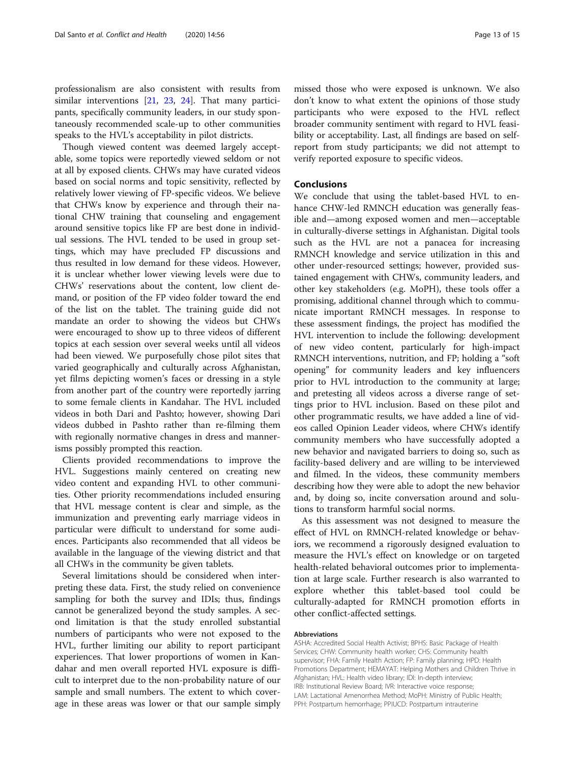professionalism are also consistent with results from similar interventions [21, 23, 24]. That many participants, specifically community leaders, in our study spontaneously recommended scale-up to other communities speaks to the HVL's acceptability in pilot districts.

Though viewed content was deemed largely acceptable, some topics were reportedly viewed seldom or not at all by exposed clients. CHWs may have curated videos based on social norms and topic sensitivity, reflected by relatively lower viewing of FP-specific videos. We believe that CHWs know by experience and through their national CHW training that counseling and engagement around sensitive topics like FP are best done in individual sessions. The HVL tended to be used in group settings, which may have precluded FP discussions and thus resulted in low demand for these videos. However, it is unclear whether lower viewing levels were due to CHWs' reservations about the content, low client demand, or position of the FP video folder toward the end of the list on the tablet. The training guide did not mandate an order to showing the videos but CHWs were encouraged to show up to three videos of different topics at each session over several weeks until all videos had been viewed. We purposefully chose pilot sites that varied geographically and culturally across Afghanistan, yet films depicting women's faces or dressing in a style from another part of the country were reportedly jarring to some female clients in Kandahar. The HVL included videos in both Dari and Pashto; however, showing Dari videos dubbed in Pashto rather than re-filming them with regionally normative changes in dress and mannerisms possibly prompted this reaction.

Clients provided recommendations to improve the HVL. Suggestions mainly centered on creating new video content and expanding HVL to other communities. Other priority recommendations included ensuring that HVL message content is clear and simple, as the immunization and preventing early marriage videos in particular were difficult to understand for some audiences. Participants also recommended that all videos be available in the language of the viewing district and that all CHWs in the community be given tablets.

Several limitations should be considered when interpreting these data. First, the study relied on convenience sampling for both the survey and IDIs; thus, findings cannot be generalized beyond the study samples. A second limitation is that the study enrolled substantial numbers of participants who were not exposed to the HVL, further limiting our ability to report participant experiences. That lower proportions of women in Kandahar and men overall reported HVL exposure is difficult to interpret due to the non-probability nature of our sample and small numbers. The extent to which coverage in these areas was lower or that our sample simply missed those who were exposed is unknown. We also don't know to what extent the opinions of those study participants who were exposed to the HVL reflect broader community sentiment with regard to HVL feasibility or acceptability. Last, all findings are based on self-report from study participants; we did not attempt to verify reported exposure to specific videos.

## Conclusions

We conclude that using the tablet-based HVL to enhance CHW-led RMNCH education was generally feasible and—among exposed women and men—acceptable in culturally-diverse settings in Afghanistan. Digital tools such as the HVL are not a panacea for increasing RMNCH knowledge and service utilization in this and other under-resourced settings; however, provided sustained engagement with CHWs, community leaders, and other key stakeholders (e.g. MoPH), these tools offer a promising, additional channel through which to communicate important RMNCH messages. In response to these assessment findings, the project has modified the HVL intervention to include the following: development of new video content, particularly for high-impact RMNCH interventions, nutrition, and FP; holding a "soft opening" for community leaders and key influencers prior to HVL introduction to the community at large; and pretesting all videos across a diverse range of settings prior to HVL inclusion. Based on these pilot and other programmatic results, we have added a line of videos called Opinion Leader videos, where CHWs identify community members who have successfully adopted a new behavior and navigated barriers to doing so, such as facility-based delivery and are willing to be interviewed and filmed. In the videos, these community members describing how they were able to adopt the new behavior and, by doing so, incite conversation around and solutions to transform harmful social norms.

As this assessment was not designed to measure the effect of HVL on RMNCH-related knowledge or behaviors, we recommend a rigorously designed evaluation to measure the HVL's effect on knowledge or on targeted health-related behavioral outcomes prior to implementation at large scale. Further research is also warranted to explore whether this tablet-based tool could be culturally-adapted for RMNCH promotion efforts in other conflict-affected settings.

#### Abbreviations

ASHA: Accredited Social Health Activist; BPHS: Basic Package of Health Services; CHW: Community health worker; CHS: Community health supervisor; FHA: Family Health Action; FP: Family planning; HPD: Health Promotions Department; HEMAYAT: Helping Mothers and Children Thrive in Afghanistan; HVL: Health video library; IDI: In-depth interview; IRB: Institutional Review Board; IVR: Interactive voice response; LAM: Lactational Amenorrhea Method; MoPH: Ministry of Public Health; PPH: Postpartum hemorrhage; PPIUCD: Postpartum intrauterine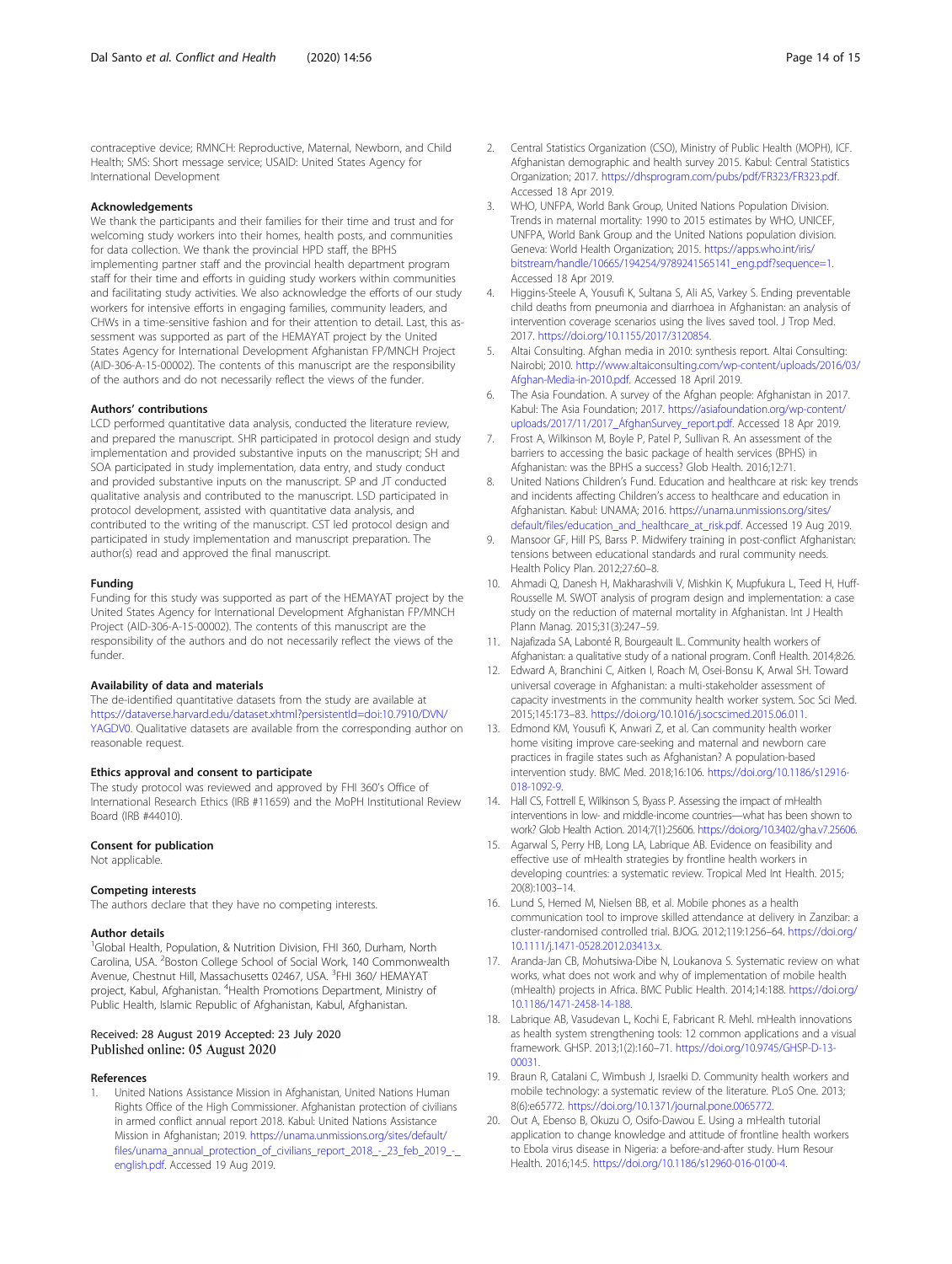contraceptive device; RMNCH: Reproductive, Maternal, Newborn, and Child Health; SMS: Short message service; USAID: United States Agency for International Development

### Acknowledgements

We thank the participants and their families for their time and trust and for welcoming study workers into their homes, health posts, and communities for data collection. We thank the provincial HPD staff, the BPHS implementing partner staff and the provincial health department program staff for their time and efforts in guiding study workers within communities and facilitating study activities. We also acknowledge the efforts of our study workers for intensive efforts in engaging families, community leaders, and CHWs in a time-sensitive fashion and for their attention to detail. Last, this assessment was supported as part of the HEMAYAT project by the United States Agency for International Development Afghanistan FP/MNCH Project (AID-306-A-15-00002). The contents of this manuscript are the responsibility of the authors and do not necessarily reflect the views of the funder.

### Authors' contributions

LCD performed quantitative data analysis, conducted the literature review, and prepared the manuscript. SHR participated in protocol design and study implementation and provided substantive inputs on the manuscript; SH and SOA participated in study implementation, data entry, and study conduct and provided substantive inputs on the manuscript. SP and JT conducted qualitative analysis and contributed to the manuscript. LSD participated in protocol development, assisted with quantitative data analysis, and contributed to the writing of the manuscript. CST led protocol design and participated in study implementation and manuscript preparation. The author(s) read and approved the final manuscript.

### Funding

Funding for this study was supported as part of the HEMAYAT project by the United States Agency for International Development Afghanistan FP/MNCH Project (AID-306-A-15-00002). The contents of this manuscript are the responsibility of the authors and do not necessarily reflect the views of the funder.

### Availability of data and materials

The de-identified quantitative datasets from the study are available at https://dataverse.harvard.edu/dataset.xhtml?persistentId=doi:10.7910/DVN/YAGDV0. Qualitative datasets are available from the corresponding author on reasonable request.

### Ethics approval and consent to participate

The study protocol was reviewed and approved by FHI 360's Office of International Research Ethics (IRB #11659) and the MoPH Institutional Review Board (IRB #44010).

### Consent for publication

Not applicable.

### Competing interests

The authors declare that they have no competing interests.

### Author details

[1]Global Health, Population, & Nutrition Division, FHI 360, Durham, North Carolina, USA. [2]Boston College School of Social Work, 140 Commonwealth Avenue, Chestnut Hill, Massachusetts 02467, USA. [3]FHI 360/ HEMAYAT project, Kabul, Afghanistan. [4]Health Promotions Department, Ministry of Public Health, Islamic Republic of Afghanistan, Kabul, Afghanistan.

Received: 28 August 2019 Accepted: 23 July 2020
Published online: 05 August 2020

### References

1. United Nations Assistance Mission in Afghanistan, United Nations Human Rights Office of the High Commissioner. Afghanistan protection of civilians in armed conflict annual report 2018. Kabul: United Nations Assistance Mission in Afghanistan; 2019. https://unama.unmissions.org/sites/default/files/unama_annual_protection_of_civilians_report_2018_-_23_feb_2019_-_english.pdf. Accessed 19 Aug 2019.
2. Central Statistics Organization (CSO), Ministry of Public Health (MOPH), ICF. Afghanistan demographic and health survey 2015. Kabul: Central Statistics Organization; 2017. https://dhsprogram.com/pubs/pdf/FR323/FR323.pdf. Accessed 18 Apr 2019.
3. WHO, UNFPA, World Bank Group, United Nations Population Division. Trends in maternal mortality: 1990 to 2015 estimates by WHO, UNICEF, UNFPA, World Bank Group and the United Nations population division. Geneva: World Health Organization; 2015. https://apps.who.int/iris/bitstream/handle/10665/194254/9789241565141_eng.pdf?sequence=1. Accessed 18 Apr 2019.
4. Higgins-Steele A, Yousufi K, Sultana S, Ali AS, Varkey S. Ending preventable child deaths from pneumonia and diarrhoea in Afghanistan: an analysis of intervention coverage scenarios using the lives saved tool. J Trop Med. 2017. https://doi.org/10.1155/2017/3120854.
5. Altai Consulting. Afghan media in 2010: synthesis report. Altai Consulting: Nairobi; 2010. http://www.altaiconsulting.com/wp-content/uploads/2016/03/Afghan-Media-in-2010.pdf. Accessed 18 April 2019.
6. The Asia Foundation. A survey of the Afghan people: Afghanistan in 2017. Kabul: The Asia Foundation; 2017. https://asiafoundation.org/wp-content/uploads/2017/11/2017_AfghanSurvey_report.pdf. Accessed 18 Apr 2019.
7. Frost A, Wilkinson M, Boyle P, Patel P, Sullivan R. An assessment of the barriers to accessing the basic package of health services (BPHS) in Afghanistan: was the BPHS a success? Glob Health. 2016;12:71.
8. United Nations Children's Fund. Education and healthcare at risk: key trends and incidents affecting Children's access to healthcare and education in Afghanistan. Kabul: UNAMA; 2016. https://unama.unmissions.org/sites/default/files/education_and_healthcare_at_risk.pdf. Accessed 19 Aug 2019.
9. Mansoor GF, Hill PS, Barss P. Midwifery training in post-conflict Afghanistan: tensions between educational standards and rural community needs. Health Policy Plan. 2012;27:60–8.
10. Ahmadi Q, Danesh H, Makharashvili V, Mishkin K, Mupfukura L, Teed H, Huff-Rousselle M. SWOT analysis of program design and implementation: a case study on the reduction of maternal mortality in Afghanistan. Int J Health Plann Manag. 2015;31(3):247–59.
11. Najafizada SA, Labonté R, Bourgeault IL. Community health workers of Afghanistan: a qualitative study of a national program. Confl Health. 2014;8:26.
12. Edward A, Branchini C, Aitken I, Roach M, Osei-Bonsu K, Arwal SH. Toward universal coverage in Afghanistan: a multi-stakeholder assessment of capacity investments in the community health worker system. Soc Sci Med. 2015;145:173–83. https://doi.org/10.1016/j.socscimed.2015.06.011.
13. Edmond KM, Yousufi K, Anwari Z, et al. Can community health worker home visiting improve care-seeking and maternal and newborn care practices in fragile states such as Afghanistan? A population-based intervention study. BMC Med. 2018;16:106. https://doi.org/10.1186/s12916-018-1092-9.
14. Hall CS, Fottrell E, Wilkinson S, Byass P. Assessing the impact of mHealth interventions in low- and middle-income countries—what has been shown to work? Glob Health Action. 2014;7(1):25606. https://doi.org/10.3402/gha.v7.25606.
15. Agarwal S, Perry HB, Long LA, Labrique AB. Evidence on feasibility and effective use of mHealth strategies by frontline health workers in developing countries: a systematic review. Tropical Med Int Health. 2015;20(8):1003–14.
16. Lund S, Hemed M, Nielsen BB, et al. Mobile phones as a health communication tool to improve skilled attendance at delivery in Zanzibar: a cluster-randomised controlled trial. BJOG. 2012;119:1256–64. https://doi.org/10.1111/j.1471-0528.2012.03413.x.
17. Aranda-Jan CB, Mohutsiwa-Dibe N, Loukanova S. Systematic review on what works, what does not work and why of implementation of mobile health (mHealth) projects in Africa. BMC Public Health. 2014;14:188. https://doi.org/10.1186/1471-2458-14-188.
18. Labrique AB, Vasudevan L, Kochi E, Fabricant R. Mehl. mHealth innovations as health system strengthening tools: 12 common applications and a visual framework. GHSP. 2013;1(2):160–71. https://doi.org/10.9745/GHSP-D-13-00031.
19. Braun R, Catalani C, Wimbush J, Israelki D. Community health workers and mobile technology: a systematic review of the literature. PLoS One. 2013;8(6):e65772. https://doi.org/10.1371/journal.pone.0065772.
20. Out A, Ebenso B, Okuzu O, Osifo-Dawou E. Using a mHealth tutorial application to change knowledge and attitude of frontline health workers to Ebola virus disease in Nigeria: a before-and-after study. Hum Resour Health. 2016;14:5. https://doi.org/10.1186/s12960-016-0100-4.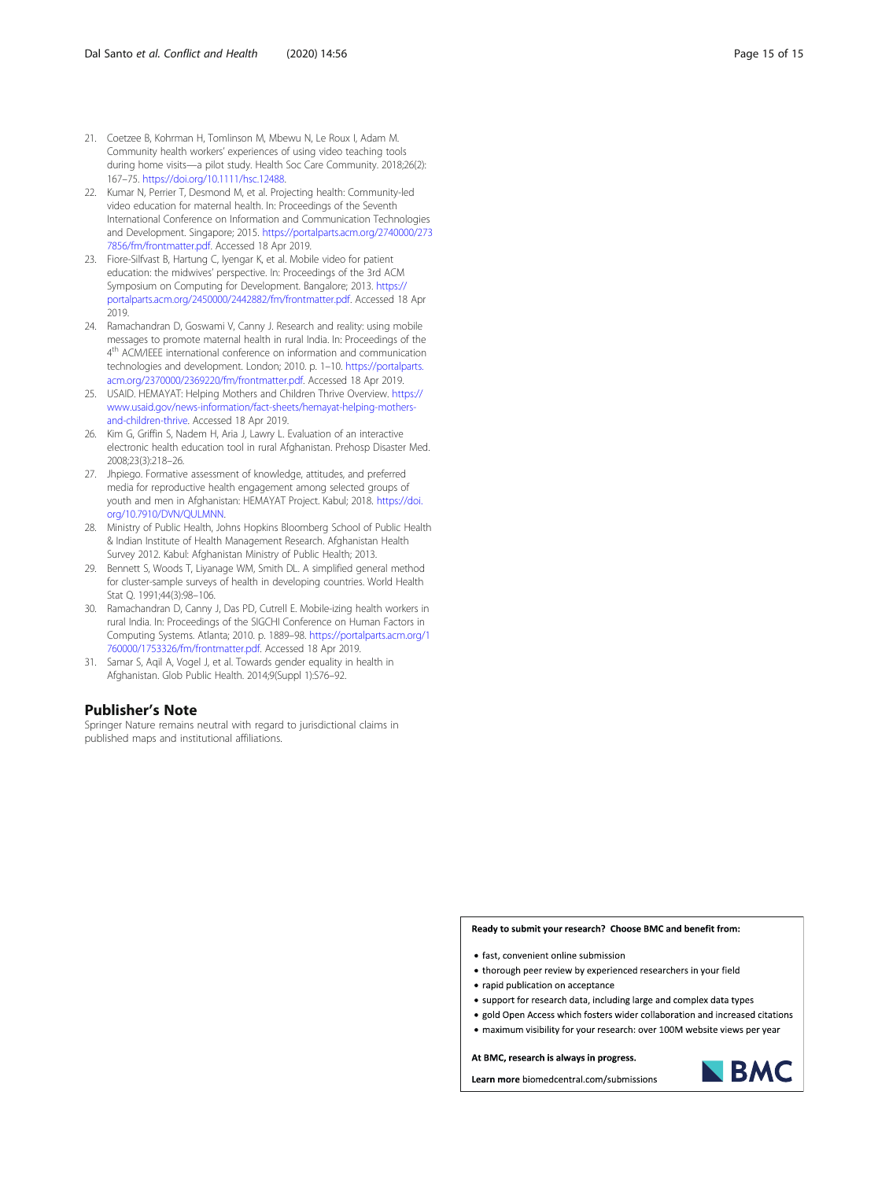21. Coetzee B, Kohrman H, Tomlinson M, Mbewu N, Le Roux I, Adam M. Community health workers' experiences of using video teaching tools during home visits—a pilot study. Health Soc Care Community. 2018;26(2): 167–75. https://doi.org/10.1111/hsc.12488.
22. Kumar N, Perrier T, Desmond M, et al. Projecting health: Community-led video education for maternal health. In: Proceedings of the Seventh International Conference on Information and Communication Technologies and Development. Singapore; 2015. https://portalparts.acm.org/2740000/2737856/fm/frontmatter.pdf. Accessed 18 Apr 2019.
23. Fiore-Silfvast B, Hartung C, Iyengar K, et al. Mobile video for patient education: the midwives' perspective. In: Proceedings of the 3rd ACM Symposium on Computing for Development. Bangalore; 2013. https://portalparts.acm.org/2450000/2442882/fm/frontmatter.pdf. Accessed 18 Apr 2019.
24. Ramachandran D, Goswami V, Canny J. Research and reality: using mobile messages to promote maternal health in rural India. In: Proceedings of the 4th ACM/IEEE international conference on information and communication technologies and development. London; 2010. p. 1–10. https://portalparts.acm.org/2370000/2369220/fm/frontmatter.pdf. Accessed 18 Apr 2019.
25. USAID. HEMAYAT: Helping Mothers and Children Thrive Overview. https://www.usaid.gov/news-information/fact-sheets/hemayat-helping-mothers-and-children-thrive. Accessed 18 Apr 2019.
26. Kim G, Griffin S, Nadem H, Aria J, Lawry L. Evaluation of an interactive electronic health education tool in rural Afghanistan. Prehosp Disaster Med. 2008;23(3):218–26.
27. Jhpiego. Formative assessment of knowledge, attitudes, and preferred media for reproductive health engagement among selected groups of youth and men in Afghanistan: HEMAYAT Project. Kabul; 2018. https://doi.org/10.7910/DVN/QULMNN.
28. Ministry of Public Health, Johns Hopkins Bloomberg School of Public Health & Indian Institute of Health Management Research. Afghanistan Health Survey 2012. Kabul: Afghanistan Ministry of Public Health; 2013.
29. Bennett S, Woods T, Liyanage WM, Smith DL. A simplified general method for cluster-sample surveys of health in developing countries. World Health Stat Q. 1991;44(3):98–106.
30. Ramachandran D, Canny J, Das PD, Cutrell E. Mobile-izing health workers in rural India. In: Proceedings of the SIGCHI Conference on Human Factors in Computing Systems. Atlanta; 2010. p. 1889–98. https://portalparts.acm.org/1760000/1753326/fm/frontmatter.pdf. Accessed 18 Apr 2019.
31. Samar S, Aqil A, Vogel J, et al. Towards gender equality in health in Afghanistan. Glob Public Health. 2014;9(Suppl 1):S76–92.

## Publisher's Note

Springer Nature remains neutral with regard to jurisdictional claims in published maps and institutional affiliations.

**Ready to submit your research? Choose BMC and benefit from:**

- fast, convenient online submission
- thorough peer review by experienced researchers in your field
- rapid publication on acceptance
- support for research data, including large and complex data types
- gold Open Access which fosters wider collaboration and increased citations
- maximum visibility for your research: over 100M website views per year

**At BMC, research is always in progress.**

**Learn more** biomedcentral.com/submissions

BMC